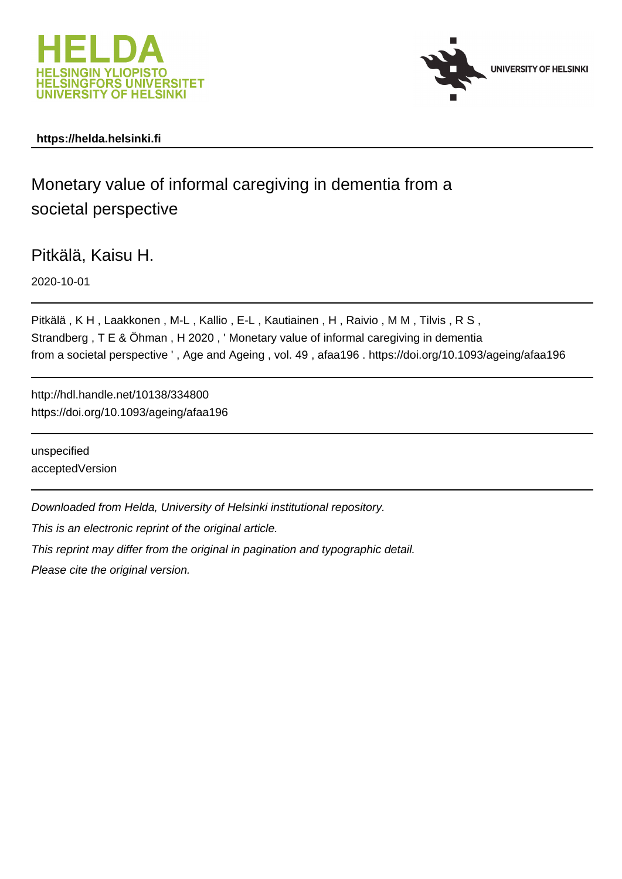https://helda.helsinki.fi

# Monetary value of informal caregiving in dementia from a societal perspective

Pitkälä, Kaisu H.

2020-10-01

Pitkälä , K H , Laakkonen , M-L , Kallio , E-L , Kautiainen , H , Raivio , M M , Tilvis , R S , Strandberg , T E & Öhman , H 2020 , ' Monetary value of informal caregiving in dementia from a societal perspective ' , Age and Ageing , vol. 49 , afaa196 . https://doi.org/10.1093/ageing/afaa196

http://hdl.handle.net/10138/334800
https://doi.org/10.1093/ageing/afaa196

unspecified
acceptedVersion

*Downloaded from Helda, University of Helsinki institutional repository.*

*This is an electronic reprint of the original article.*

*This reprint may differ from the original in pagination and typographic detail.*

*Please cite the original version.*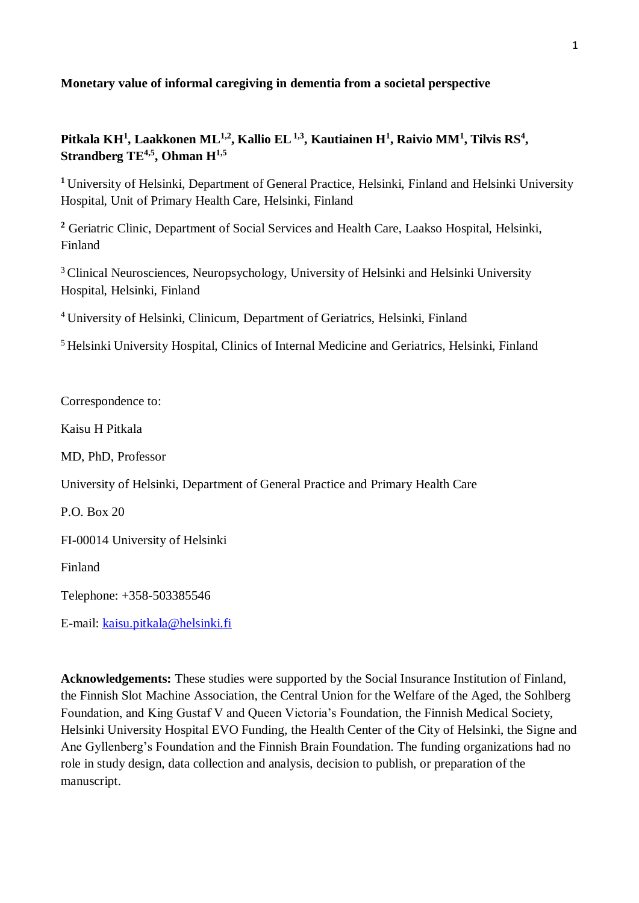**Monetary value of informal caregiving in dementia from a societal perspective**

**Pitkala KH[1], Laakkonen ML[1,2], Kallio EL[1,3], Kautiainen H[1], Raivio MM[1], Tilvis RS[4], Strandberg TE[4,5], Ohman H[1,5]**

[1] University of Helsinki, Department of General Practice, Helsinki, Finland and Helsinki University Hospital, Unit of Primary Health Care, Helsinki, Finland

[2] Geriatric Clinic, Department of Social Services and Health Care, Laakso Hospital, Helsinki, Finland

[3] Clinical Neurosciences, Neuropsychology, University of Helsinki and Helsinki University Hospital, Helsinki, Finland

[4] University of Helsinki, Clinicum, Department of Geriatrics, Helsinki, Finland

[5] Helsinki University Hospital, Clinics of Internal Medicine and Geriatrics, Helsinki, Finland

Correspondence to:

Kaisu H Pitkala

MD, PhD, Professor

University of Helsinki, Department of General Practice and Primary Health Care

P.O. Box 20

FI-00014 University of Helsinki

Finland

Telephone: +358-503385546

E-mail: kaisu.pitkala@helsinki.fi

**Acknowledgements:** These studies were supported by the Social Insurance Institution of Finland, the Finnish Slot Machine Association, the Central Union for the Welfare of the Aged, the Sohlberg Foundation, and King Gustaf V and Queen Victoria's Foundation, the Finnish Medical Society, Helsinki University Hospital EVO Funding, the Health Center of the City of Helsinki, the Signe and Ane Gyllenberg's Foundation and the Finnish Brain Foundation. The funding organizations had no role in study design, data collection and analysis, decision to publish, or preparation of the manuscript.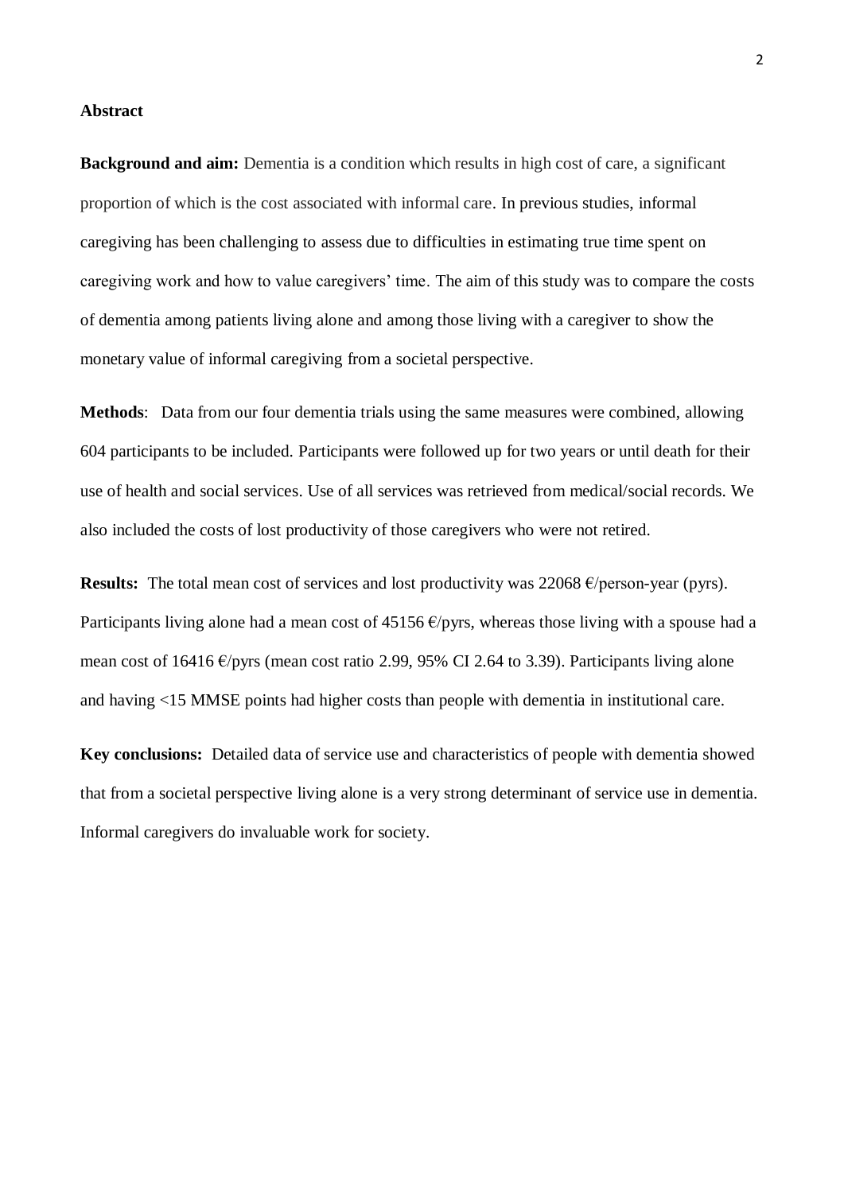# Abstract

**Background and aim:** Dementia is a condition which results in high cost of care, a significant proportion of which is the cost associated with informal care. In previous studies, informal caregiving has been challenging to assess due to difficulties in estimating true time spent on caregiving work and how to value caregivers' time. The aim of this study was to compare the costs of dementia among patients living alone and among those living with a caregiver to show the monetary value of informal caregiving from a societal perspective.

**Methods**: Data from our four dementia trials using the same measures were combined, allowing 604 participants to be included. Participants were followed up for two years or until death for their use of health and social services. Use of all services was retrieved from medical/social records. We also included the costs of lost productivity of those caregivers who were not retired.

**Results:** The total mean cost of services and lost productivity was 22068 €/person-year (pyrs). Participants living alone had a mean cost of 45156 €/pyrs, whereas those living with a spouse had a mean cost of 16416 €/pyrs (mean cost ratio 2.99, 95% CI 2.64 to 3.39). Participants living alone and having <15 MMSE points had higher costs than people with dementia in institutional care.

**Key conclusions:** Detailed data of service use and characteristics of people with dementia showed that from a societal perspective living alone is a very strong determinant of service use in dementia. Informal caregivers do invaluable work for society.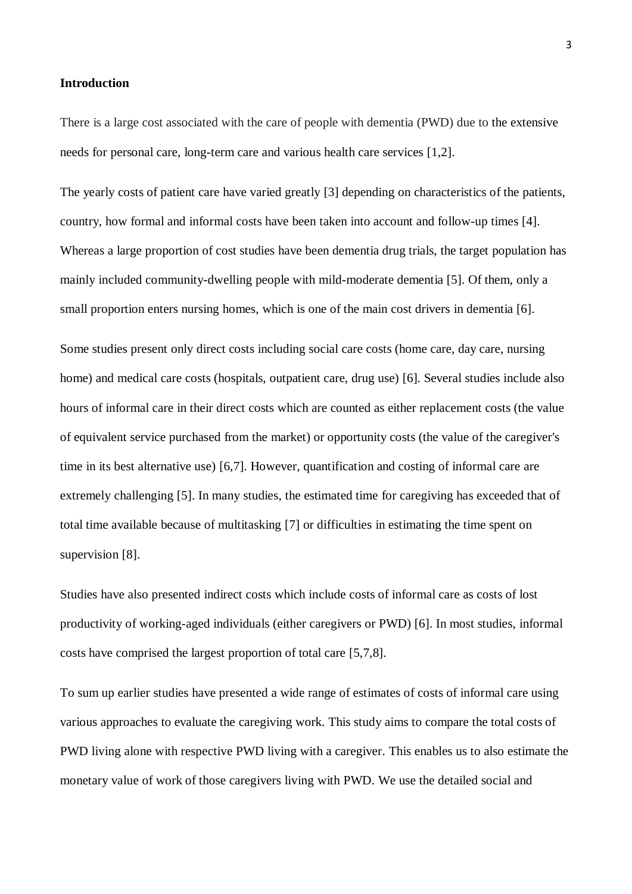## Introduction

There is a large cost associated with the care of people with dementia (PWD) due to the extensive needs for personal care, long-term care and various health care services [1,2].

The yearly costs of patient care have varied greatly [3] depending on characteristics of the patients, country, how formal and informal costs have been taken into account and follow-up times [4]. Whereas a large proportion of cost studies have been dementia drug trials, the target population has mainly included community-dwelling people with mild-moderate dementia [5]. Of them, only a small proportion enters nursing homes, which is one of the main cost drivers in dementia [6].

Some studies present only direct costs including social care costs (home care, day care, nursing home) and medical care costs (hospitals, outpatient care, drug use) [6]. Several studies include also hours of informal care in their direct costs which are counted as either replacement costs (the value of equivalent service purchased from the market) or opportunity costs (the value of the caregiver's time in its best alternative use) [6,7]. However, quantification and costing of informal care are extremely challenging [5]. In many studies, the estimated time for caregiving has exceeded that of total time available because of multitasking [7] or difficulties in estimating the time spent on supervision [8].

Studies have also presented indirect costs which include costs of informal care as costs of lost productivity of working-aged individuals (either caregivers or PWD) [6]. In most studies, informal costs have comprised the largest proportion of total care [5,7,8].

To sum up earlier studies have presented a wide range of estimates of costs of informal care using various approaches to evaluate the caregiving work. This study aims to compare the total costs of PWD living alone with respective PWD living with a caregiver. This enables us to also estimate the monetary value of work of those caregivers living with PWD. We use the detailed social and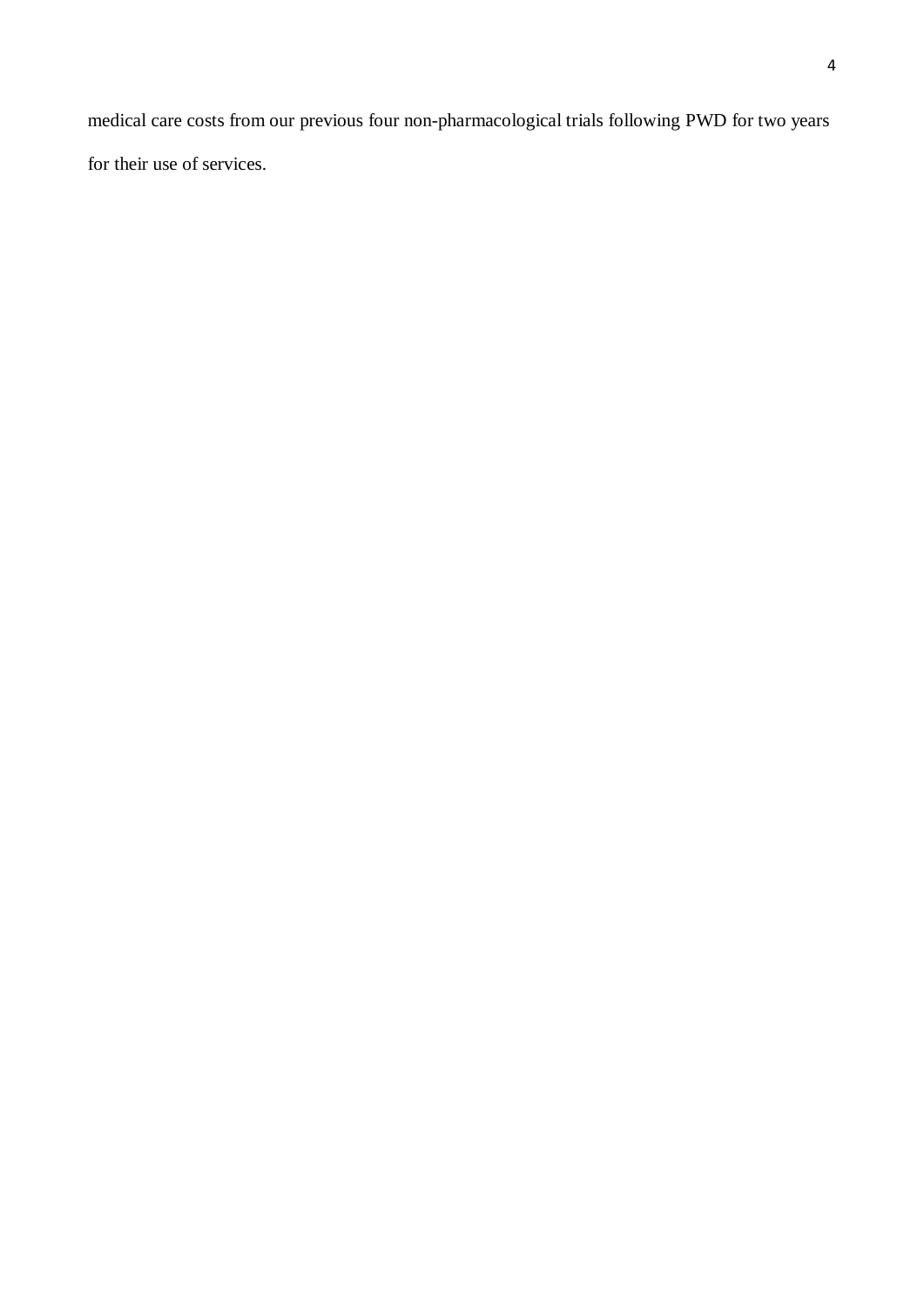medical care costs from our previous four non-pharmacological trials following PWD for two years for their use of services.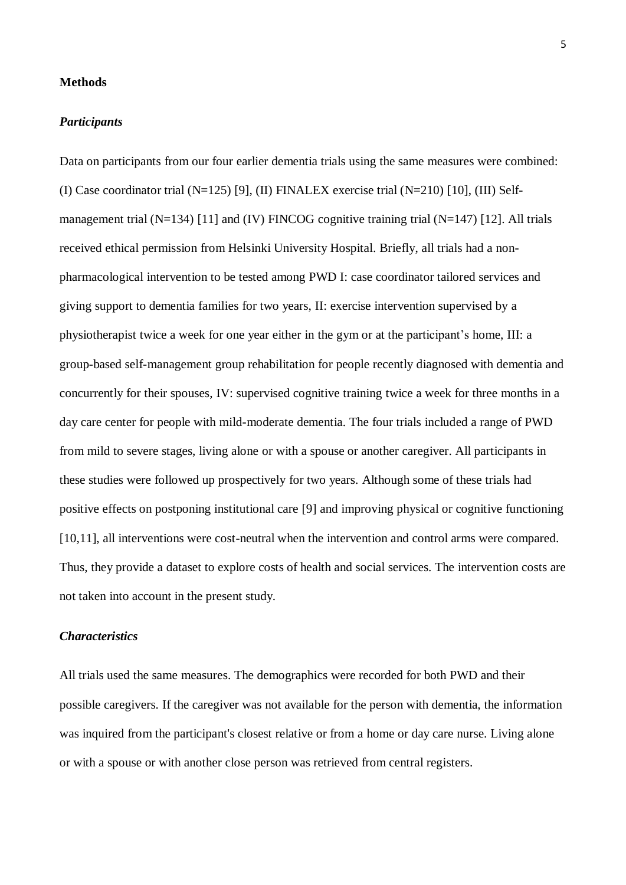## Methods

### *Participants*

Data on participants from our four earlier dementia trials using the same measures were combined: (I) Case coordinator trial (N=125) [9], (II) FINALEX exercise trial (N=210) [10], (III) Self-management trial (N=134) [11] and (IV) FINCOG cognitive training trial (N=147) [12]. All trials received ethical permission from Helsinki University Hospital. Briefly, all trials had a non-pharmacological intervention to be tested among PWD I: case coordinator tailored services and giving support to dementia families for two years, II: exercise intervention supervised by a physiotherapist twice a week for one year either in the gym or at the participant's home, III: a group-based self-management group rehabilitation for people recently diagnosed with dementia and concurrently for their spouses, IV: supervised cognitive training twice a week for three months in a day care center for people with mild-moderate dementia. The four trials included a range of PWD from mild to severe stages, living alone or with a spouse or another caregiver. All participants in these studies were followed up prospectively for two years. Although some of these trials had positive effects on postponing institutional care [9] and improving physical or cognitive functioning [10,11], all interventions were cost-neutral when the intervention and control arms were compared. Thus, they provide a dataset to explore costs of health and social services. The intervention costs are not taken into account in the present study.

### *Characteristics*

All trials used the same measures. The demographics were recorded for both PWD and their possible caregivers. If the caregiver was not available for the person with dementia, the information was inquired from the participant's closest relative or from a home or day care nurse. Living alone or with a spouse or with another close person was retrieved from central registers.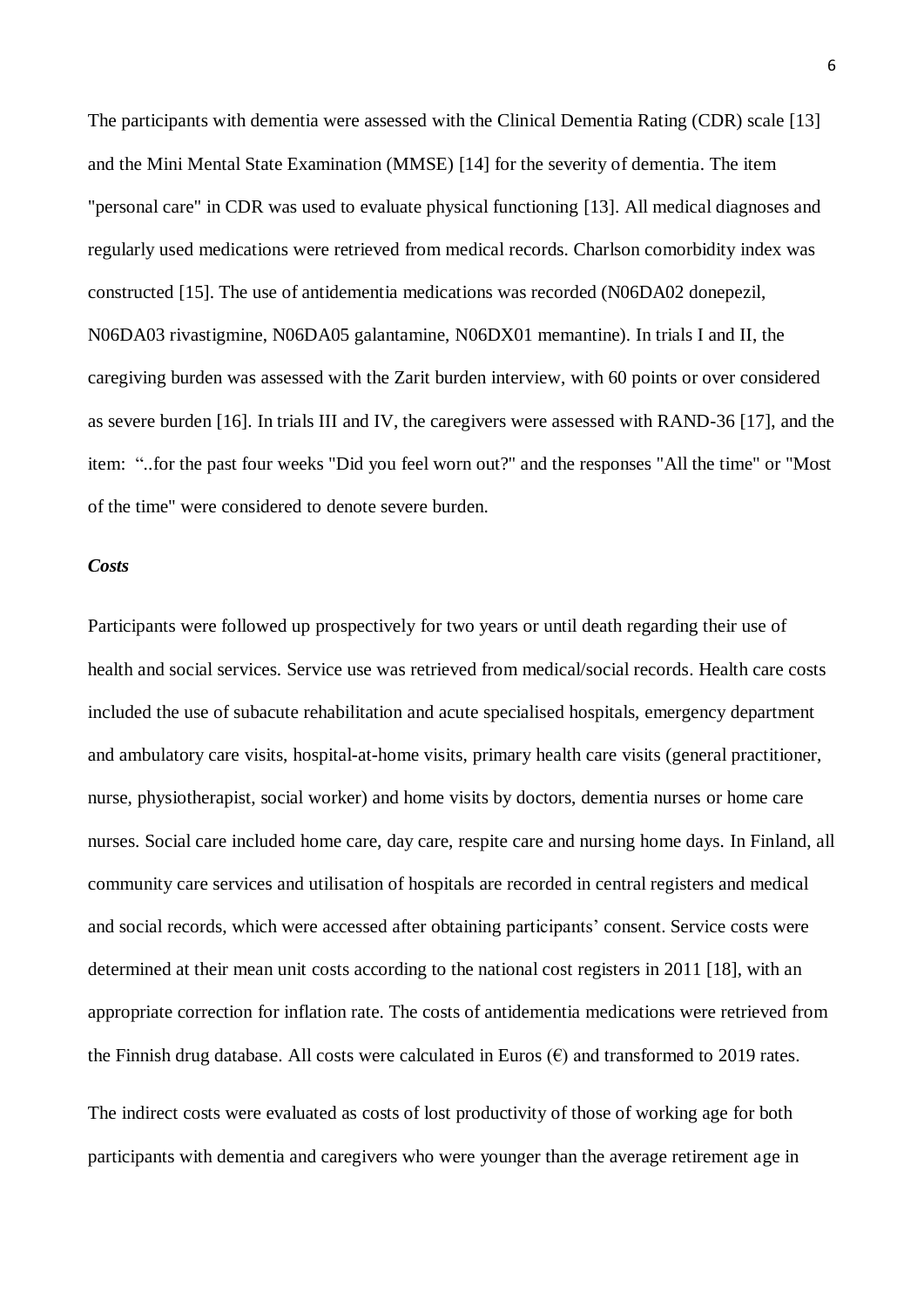The participants with dementia were assessed with the Clinical Dementia Rating (CDR) scale [13] and the Mini Mental State Examination (MMSE) [14] for the severity of dementia. The item "personal care" in CDR was used to evaluate physical functioning [13]. All medical diagnoses and regularly used medications were retrieved from medical records. Charlson comorbidity index was constructed [15]. The use of antidementia medications was recorded (N06DA02 donepezil, N06DA03 rivastigmine, N06DA05 galantamine, N06DX01 memantine). In trials I and II, the caregiving burden was assessed with the Zarit burden interview, with 60 points or over considered as severe burden [16]. In trials III and IV, the caregivers were assessed with RAND-36 [17], and the item: "..for the past four weeks "Did you feel worn out?" and the responses "All the time" or "Most of the time" were considered to denote severe burden.

***Costs***

Participants were followed up prospectively for two years or until death regarding their use of health and social services. Service use was retrieved from medical/social records. Health care costs included the use of subacute rehabilitation and acute specialised hospitals, emergency department and ambulatory care visits, hospital-at-home visits, primary health care visits (general practitioner, nurse, physiotherapist, social worker) and home visits by doctors, dementia nurses or home care nurses. Social care included home care, day care, respite care and nursing home days. In Finland, all community care services and utilisation of hospitals are recorded in central registers and medical and social records, which were accessed after obtaining participants' consent. Service costs were determined at their mean unit costs according to the national cost registers in 2011 [18], with an appropriate correction for inflation rate. The costs of antidementia medications were retrieved from the Finnish drug database. All costs were calculated in Euros (€) and transformed to 2019 rates.

The indirect costs were evaluated as costs of lost productivity of those of working age for both participants with dementia and caregivers who were younger than the average retirement age in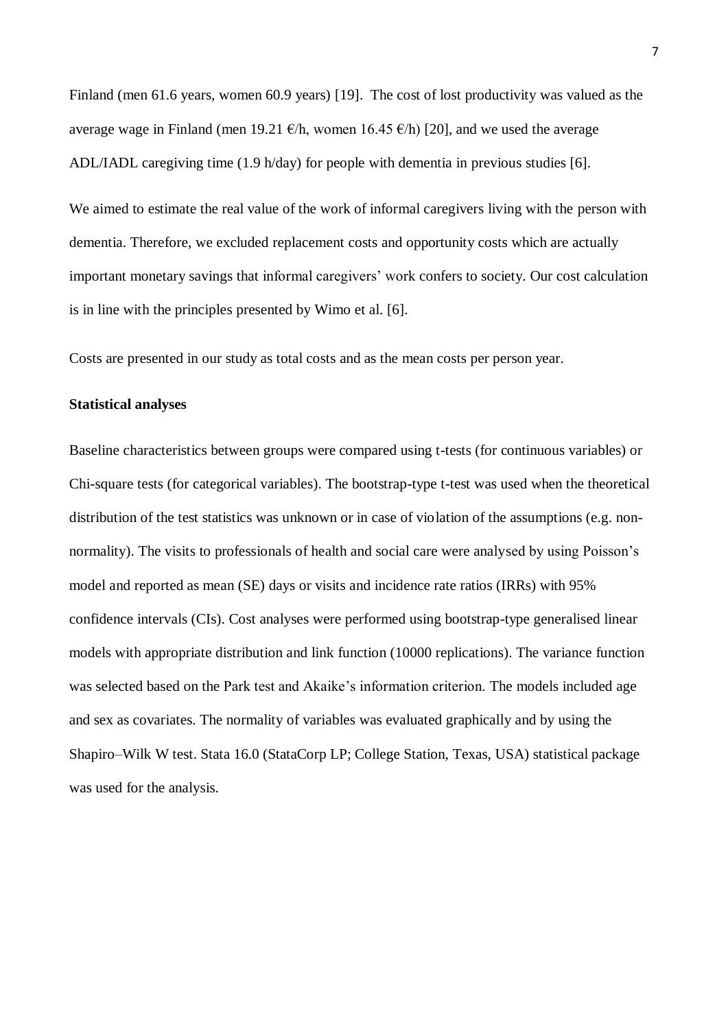Finland (men 61.6 years, women 60.9 years) [19]. The cost of lost productivity was valued as the average wage in Finland (men 19.21 €/h, women 16.45 €/h) [20], and we used the average ADL/IADL caregiving time (1.9 h/day) for people with dementia in previous studies [6].

We aimed to estimate the real value of the work of informal caregivers living with the person with dementia. Therefore, we excluded replacement costs and opportunity costs which are actually important monetary savings that informal caregivers' work confers to society. Our cost calculation is in line with the principles presented by Wimo et al. [6].

Costs are presented in our study as total costs and as the mean costs per person year.

**Statistical analyses**

Baseline characteristics between groups were compared using t-tests (for continuous variables) or Chi-square tests (for categorical variables). The bootstrap-type t-test was used when the theoretical distribution of the test statistics was unknown or in case of violation of the assumptions (e.g. non-normality). The visits to professionals of health and social care were analysed by using Poisson's model and reported as mean (SE) days or visits and incidence rate ratios (IRRs) with 95% confidence intervals (CIs). Cost analyses were performed using bootstrap-type generalised linear models with appropriate distribution and link function (10000 replications). The variance function was selected based on the Park test and Akaike's information criterion. The models included age and sex as covariates. The normality of variables was evaluated graphically and by using the Shapiro–Wilk W test. Stata 16.0 (StataCorp LP; College Station, Texas, USA) statistical package was used for the analysis.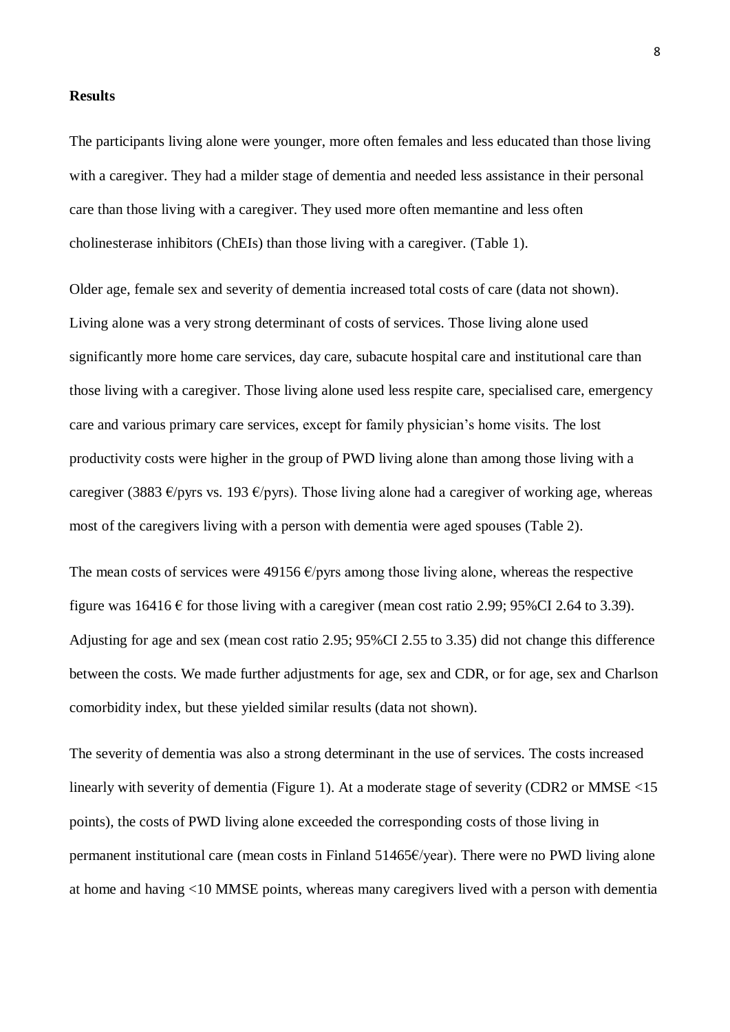**Results**

The participants living alone were younger, more often females and less educated than those living with a caregiver. They had a milder stage of dementia and needed less assistance in their personal care than those living with a caregiver. They used more often memantine and less often cholinesterase inhibitors (ChEIs) than those living with a caregiver. (Table 1).

Older age, female sex and severity of dementia increased total costs of care (data not shown). Living alone was a very strong determinant of costs of services. Those living alone used significantly more home care services, day care, subacute hospital care and institutional care than those living with a caregiver. Those living alone used less respite care, specialised care, emergency care and various primary care services, except for family physician's home visits. The lost productivity costs were higher in the group of PWD living alone than among those living with a caregiver (3883 €/pyrs vs. 193 €/pyrs). Those living alone had a caregiver of working age, whereas most of the caregivers living with a person with dementia were aged spouses (Table 2).

The mean costs of services were 49156 €/pyrs among those living alone, whereas the respective figure was 16416 € for those living with a caregiver (mean cost ratio 2.99; 95%CI 2.64 to 3.39). Adjusting for age and sex (mean cost ratio 2.95; 95%CI 2.55 to 3.35) did not change this difference between the costs. We made further adjustments for age, sex and CDR, or for age, sex and Charlson comorbidity index, but these yielded similar results (data not shown).

The severity of dementia was also a strong determinant in the use of services. The costs increased linearly with severity of dementia (Figure 1). At a moderate stage of severity (CDR2 or MMSE <15 points), the costs of PWD living alone exceeded the corresponding costs of those living in permanent institutional care (mean costs in Finland 51465€/year). There were no PWD living alone at home and having <10 MMSE points, whereas many caregivers lived with a person with dementia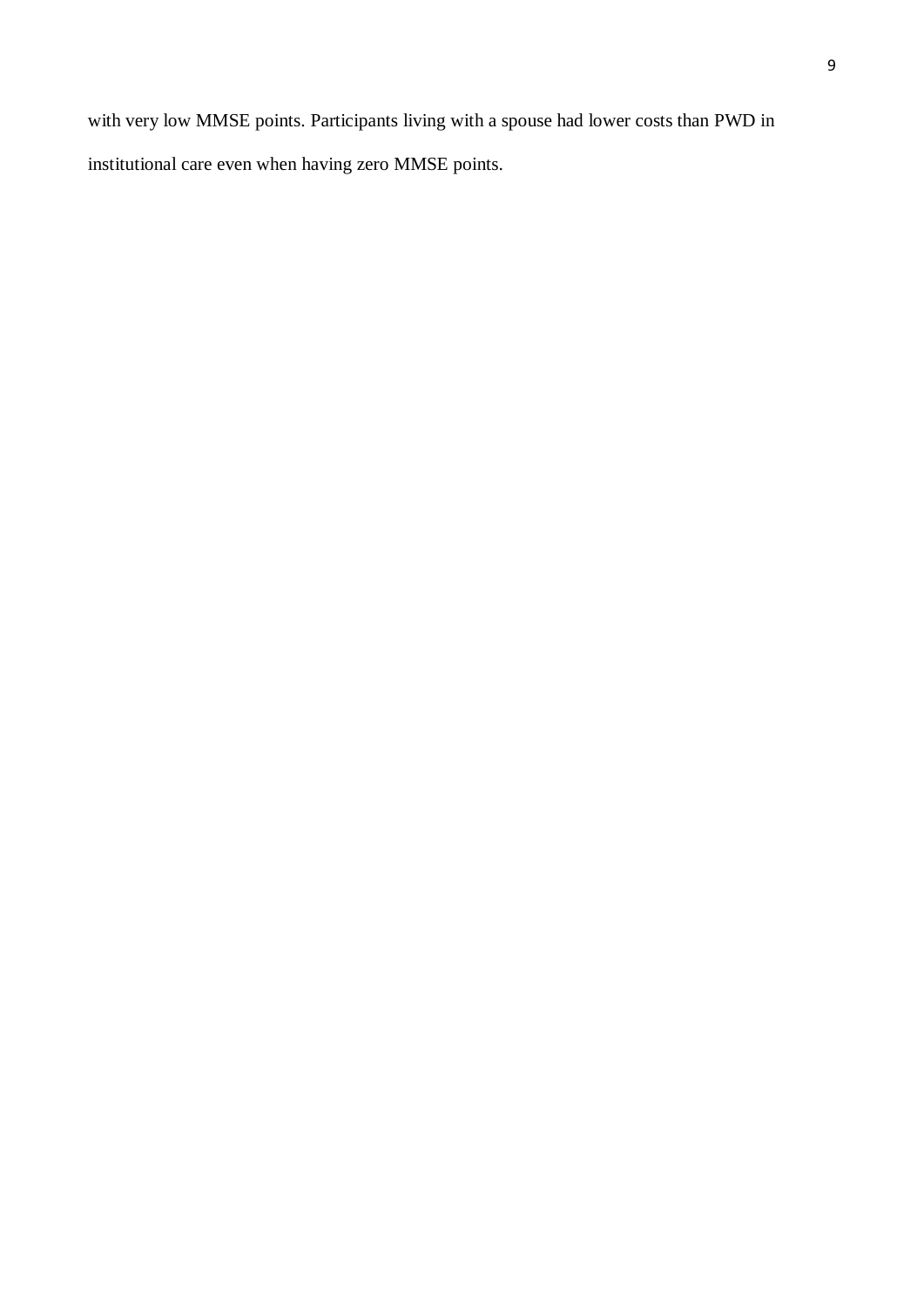with very low MMSE points. Participants living with a spouse had lower costs than PWD in institutional care even when having zero MMSE points.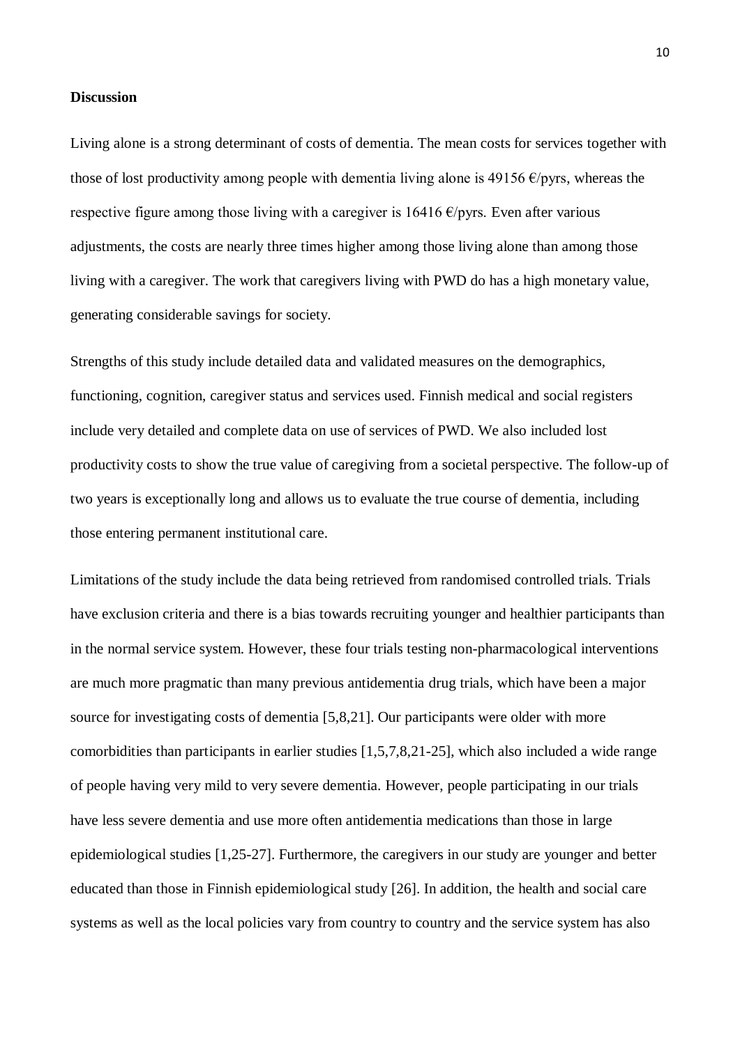**Discussion**

Living alone is a strong determinant of costs of dementia. The mean costs for services together with those of lost productivity among people with dementia living alone is 49156 €/pyrs, whereas the respective figure among those living with a caregiver is 16416 €/pyrs. Even after various adjustments, the costs are nearly three times higher among those living alone than among those living with a caregiver. The work that caregivers living with PWD do has a high monetary value, generating considerable savings for society.

Strengths of this study include detailed data and validated measures on the demographics, functioning, cognition, caregiver status and services used. Finnish medical and social registers include very detailed and complete data on use of services of PWD. We also included lost productivity costs to show the true value of caregiving from a societal perspective. The follow-up of two years is exceptionally long and allows us to evaluate the true course of dementia, including those entering permanent institutional care.

Limitations of the study include the data being retrieved from randomised controlled trials. Trials have exclusion criteria and there is a bias towards recruiting younger and healthier participants than in the normal service system. However, these four trials testing non-pharmacological interventions are much more pragmatic than many previous antidementia drug trials, which have been a major source for investigating costs of dementia [5,8,21]. Our participants were older with more comorbidities than participants in earlier studies [1,5,7,8,21-25], which also included a wide range of people having very mild to very severe dementia. However, people participating in our trials have less severe dementia and use more often antidementia medications than those in large epidemiological studies [1,25-27]. Furthermore, the caregivers in our study are younger and better educated than those in Finnish epidemiological study [26]. In addition, the health and social care systems as well as the local policies vary from country to country and the service system has also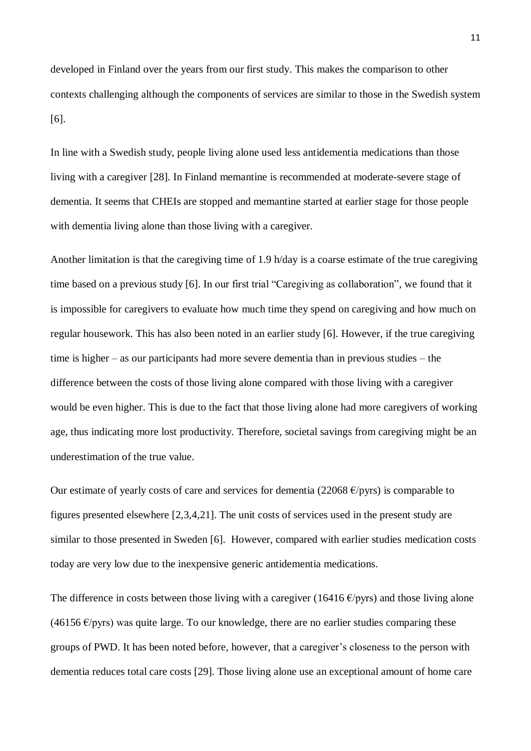developed in Finland over the years from our first study. This makes the comparison to other contexts challenging although the components of services are similar to those in the Swedish system [6].

In line with a Swedish study, people living alone used less antidementia medications than those living with a caregiver [28]. In Finland memantine is recommended at moderate-severe stage of dementia. It seems that CHEIs are stopped and memantine started at earlier stage for those people with dementia living alone than those living with a caregiver.

Another limitation is that the caregiving time of 1.9 h/day is a coarse estimate of the true caregiving time based on a previous study [6]. In our first trial "Caregiving as collaboration", we found that it is impossible for caregivers to evaluate how much time they spend on caregiving and how much on regular housework. This has also been noted in an earlier study [6]. However, if the true caregiving time is higher – as our participants had more severe dementia than in previous studies – the difference between the costs of those living alone compared with those living with a caregiver would be even higher. This is due to the fact that those living alone had more caregivers of working age, thus indicating more lost productivity. Therefore, societal savings from caregiving might be an underestimation of the true value.

Our estimate of yearly costs of care and services for dementia (22068 €/pyrs) is comparable to figures presented elsewhere [2,3,4,21]. The unit costs of services used in the present study are similar to those presented in Sweden [6]. However, compared with earlier studies medication costs today are very low due to the inexpensive generic antidementia medications.

The difference in costs between those living with a caregiver (16416 €/pyrs) and those living alone (46156 €/pyrs) was quite large. To our knowledge, there are no earlier studies comparing these groups of PWD. It has been noted before, however, that a caregiver's closeness to the person with dementia reduces total care costs [29]. Those living alone use an exceptional amount of home care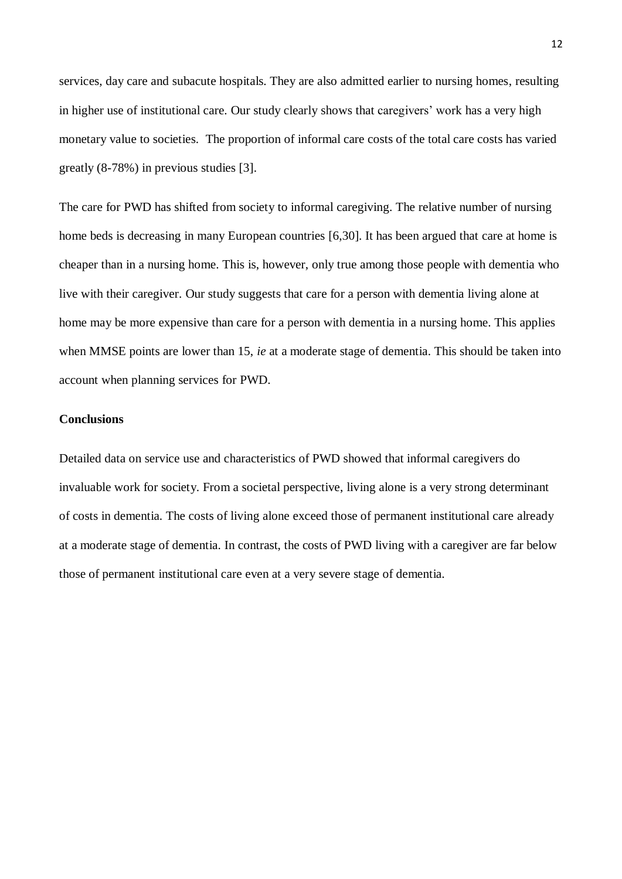services, day care and subacute hospitals. They are also admitted earlier to nursing homes, resulting in higher use of institutional care. Our study clearly shows that caregivers' work has a very high monetary value to societies. The proportion of informal care costs of the total care costs has varied greatly (8-78%) in previous studies [3].

The care for PWD has shifted from society to informal caregiving. The relative number of nursing home beds is decreasing in many European countries [6,30]. It has been argued that care at home is cheaper than in a nursing home. This is, however, only true among those people with dementia who live with their caregiver. Our study suggests that care for a person with dementia living alone at home may be more expensive than care for a person with dementia in a nursing home. This applies when MMSE points are lower than 15, *ie* at a moderate stage of dementia. This should be taken into account when planning services for PWD.

## Conclusions

Detailed data on service use and characteristics of PWD showed that informal caregivers do invaluable work for society. From a societal perspective, living alone is a very strong determinant of costs in dementia. The costs of living alone exceed those of permanent institutional care already at a moderate stage of dementia. In contrast, the costs of PWD living with a caregiver are far below those of permanent institutional care even at a very severe stage of dementia.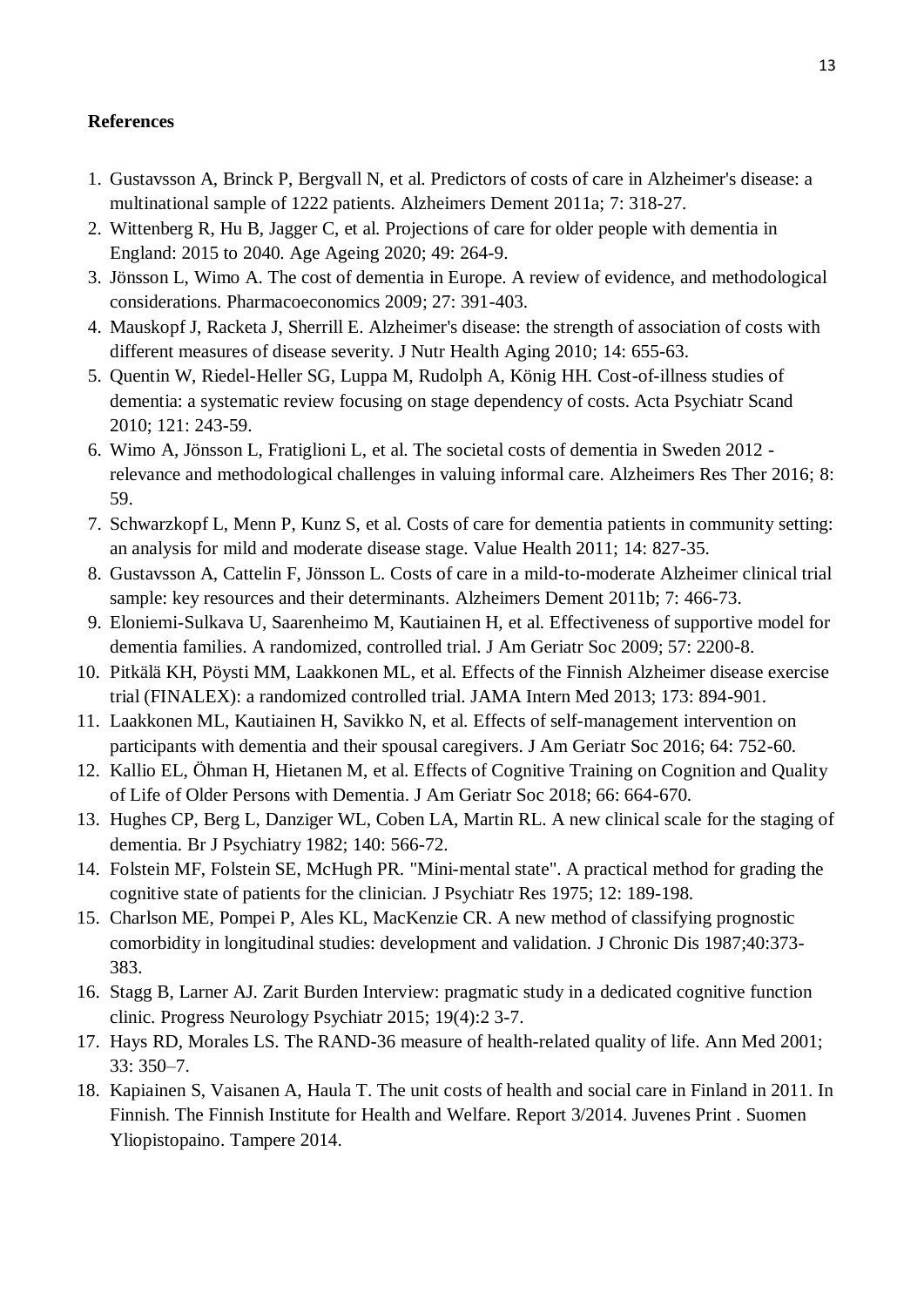**References**

1. Gustavsson A, Brinck P, Bergvall N, et al. Predictors of costs of care in Alzheimer's disease: a multinational sample of 1222 patients. Alzheimers Dement 2011a; 7: 318-27.
2. Wittenberg R, Hu B, Jagger C, et al. Projections of care for older people with dementia in England: 2015 to 2040. Age Ageing 2020; 49: 264-9.
3. Jönsson L, Wimo A. The cost of dementia in Europe. A review of evidence, and methodological considerations. Pharmacoeconomics 2009; 27: 391-403.
4. Mauskopf J, Racketa J, Sherrill E. Alzheimer's disease: the strength of association of costs with different measures of disease severity. J Nutr Health Aging 2010; 14: 655-63.
5. Quentin W, Riedel-Heller SG, Luppa M, Rudolph A, König HH. Cost-of-illness studies of dementia: a systematic review focusing on stage dependency of costs. Acta Psychiatr Scand 2010; 121: 243-59.
6. Wimo A, Jönsson L, Fratiglioni L, et al. The societal costs of dementia in Sweden 2012 - relevance and methodological challenges in valuing informal care. Alzheimers Res Ther 2016; 8: 59.
7. Schwarzkopf L, Menn P, Kunz S, et al. Costs of care for dementia patients in community setting: an analysis for mild and moderate disease stage. Value Health 2011; 14: 827-35.
8. Gustavsson A, Cattelin F, Jönsson L. Costs of care in a mild-to-moderate Alzheimer clinical trial sample: key resources and their determinants. Alzheimers Dement 2011b; 7: 466-73.
9. Eloniemi-Sulkava U, Saarenheimo M, Kautiainen H, et al. Effectiveness of supportive model for dementia families. A randomized, controlled trial. J Am Geriatr Soc 2009; 57: 2200-8.
10. Pitkälä KH, Pöysti MM, Laakkonen ML, et al. Effects of the Finnish Alzheimer disease exercise trial (FINALEX): a randomized controlled trial. JAMA Intern Med 2013; 173: 894-901.
11. Laakkonen ML, Kautiainen H, Savikko N, et al. Effects of self-management intervention on participants with dementia and their spousal caregivers. J Am Geriatr Soc 2016; 64: 752-60.
12. Kallio EL, Öhman H, Hietanen M, et al. Effects of Cognitive Training on Cognition and Quality of Life of Older Persons with Dementia. J Am Geriatr Soc 2018; 66: 664-670.
13. Hughes CP, Berg L, Danziger WL, Coben LA, Martin RL. A new clinical scale for the staging of dementia. Br J Psychiatry 1982; 140: 566-72.
14. Folstein MF, Folstein SE, McHugh PR. "Mini-mental state". A practical method for grading the cognitive state of patients for the clinician. J Psychiatr Res 1975; 12: 189-198.
15. Charlson ME, Pompei P, Ales KL, MacKenzie CR. A new method of classifying prognostic comorbidity in longitudinal studies: development and validation. J Chronic Dis 1987;40:373-383.
16. Stagg B, Larner AJ. Zarit Burden Interview: pragmatic study in a dedicated cognitive function clinic. Progress Neurology Psychiatr 2015; 19(4):2 3-7.
17. Hays RD, Morales LS. The RAND-36 measure of health-related quality of life. Ann Med 2001; 33: 350–7.
18. Kapiainen S, Vaisanen A, Haula T. The unit costs of health and social care in Finland in 2011. In Finnish. The Finnish Institute for Health and Welfare. Report 3/2014. Juvenes Print . Suomen Yliopistopaino. Tampere 2014.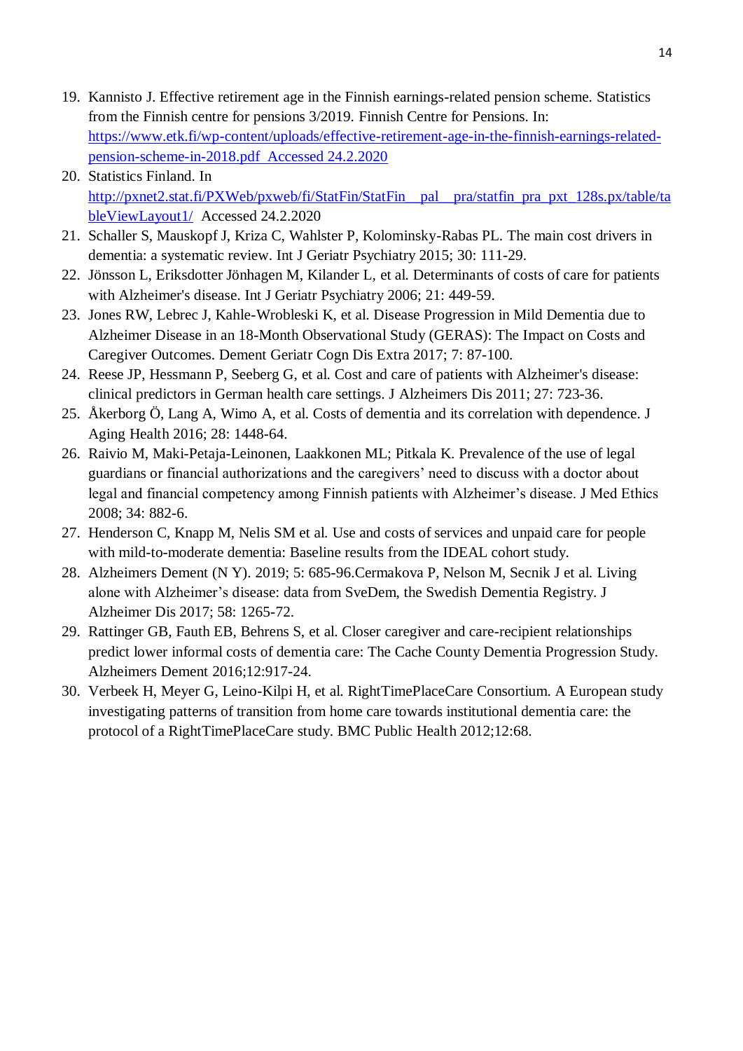19. Kannisto J. Effective retirement age in the Finnish earnings-related pension scheme. Statistics from the Finnish centre for pensions 3/2019. Finnish Centre for Pensions. In: https://www.etk.fi/wp-content/uploads/effective-retirement-age-in-the-finnish-earnings-related-pension-scheme-in-2018.pdf Accessed 24.2.2020
20. Statistics Finland. In http://pxnet2.stat.fi/PXWeb/pxweb/fi/StatFin/StatFin__pal__pra/statfin_pra_pxt_128s.px/table/tableViewLayout1/ Accessed 24.2.2020
21. Schaller S, Mauskopf J, Kriza C, Wahlster P, Kolominsky-Rabas PL. The main cost drivers in dementia: a systematic review. Int J Geriatr Psychiatry 2015; 30: 111-29.
22. Jönsson L, Eriksdotter Jönhagen M, Kilander L, et al. Determinants of costs of care for patients with Alzheimer's disease. Int J Geriatr Psychiatry 2006; 21: 449-59.
23. Jones RW, Lebrec J, Kahle-Wrobleski K, et al. Disease Progression in Mild Dementia due to Alzheimer Disease in an 18-Month Observational Study (GERAS): The Impact on Costs and Caregiver Outcomes. Dement Geriatr Cogn Dis Extra 2017; 7: 87-100.
24. Reese JP, Hessmann P, Seeberg G, et al. Cost and care of patients with Alzheimer's disease: clinical predictors in German health care settings. J Alzheimers Dis 2011; 27: 723-36.
25. Åkerborg Ö, Lang A, Wimo A, et al. Costs of dementia and its correlation with dependence. J Aging Health 2016; 28: 1448-64.
26. Raivio M, Maki-Petaja-Leinonen, Laakkonen ML; Pitkala K. Prevalence of the use of legal guardians or financial authorizations and the caregivers' need to discuss with a doctor about legal and financial competency among Finnish patients with Alzheimer's disease. J Med Ethics 2008; 34: 882-6.
27. Henderson C, Knapp M, Nelis SM et al. Use and costs of services and unpaid care for people with mild-to-moderate dementia: Baseline results from the IDEAL cohort study.
28. Alzheimers Dement (N Y). 2019; 5: 685-96.Cermakova P, Nelson M, Secnik J et al. Living alone with Alzheimer's disease: data from SveDem, the Swedish Dementia Registry. J Alzheimer Dis 2017; 58: 1265-72.
29. Rattinger GB, Fauth EB, Behrens S, et al. Closer caregiver and care-recipient relationships predict lower informal costs of dementia care: The Cache County Dementia Progression Study. Alzheimers Dement 2016;12:917-24.
30. Verbeek H, Meyer G, Leino-Kilpi H, et al. RightTimePlaceCare Consortium. A European study investigating patterns of transition from home care towards institutional dementia care: the protocol of a RightTimePlaceCare study. BMC Public Health 2012;12:68.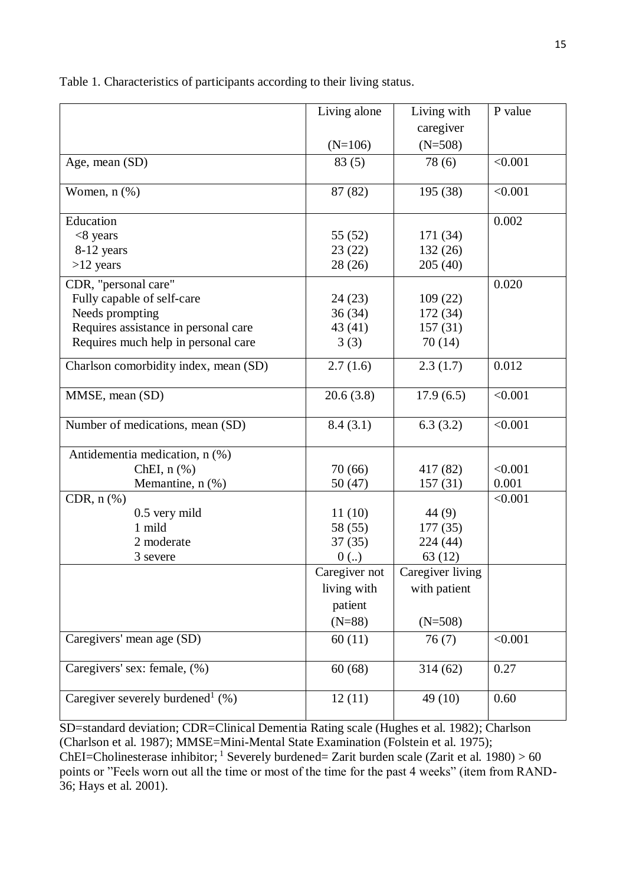Table 1. Characteristics of participants according to their living status.

| | Living alone (N=106) | Living with caregiver (N=508) | P value |
|---|---|---|---|
| Age, mean (SD) | 83 (5) | 78 (6) | <0.001 |
| Women, n (%) | 87 (82) | 195 (38) | <0.001 |
| Education | | | 0.002 |
| <8 years | 55 (52) | 171 (34) | |
| 8-12 years | 23 (22) | 132 (26) | |
| >12 years | 28 (26) | 205 (40) | |
| CDR, "personal care" | | | 0.020 |
| Fully capable of self-care | 24 (23) | 109 (22) | |
| Needs prompting | 36 (34) | 172 (34) | |
| Requires assistance in personal care | 43 (41) | 157 (31) | |
| Requires much help in personal care | 3 (3) | 70 (14) | |
| Charlson comorbidity index, mean (SD) | 2.7 (1.6) | 2.3 (1.7) | 0.012 |
| MMSE, mean (SD) | 20.6 (3.8) | 17.9 (6.5) | <0.001 |
| Number of medications, mean (SD) | 8.4 (3.1) | 6.3 (3.2) | <0.001 |
| Antidementia medication, n (%) | | | |
| ChEI, n (%) | 70 (66) | 417 (82) | <0.001 |
| Memantine, n (%) | 50 (47) | 157 (31) | 0.001 |
| CDR, n (%) | | | <0.001 |
| 0.5 very mild | 11 (10) | 44 (9) | |
| 1 mild | 58 (55) | 177 (35) | |
| 2 moderate | 37 (35) | 224 (44) | |
| 3 severe | 0 (..) | 63 (12) | |
| | Caregiver not living with patient (N=88) | Caregiver living with patient (N=508) | |
| Caregivers' mean age (SD) | 60 (11) | 76 (7) | <0.001 |
| Caregivers' sex: female, (%) | 60 (68) | 314 (62) | 0.27 |
| Caregiver severely burdened[1] (%) | 12 (11) | 49 (10) | 0.60 |

SD=standard deviation; CDR=Clinical Dementia Rating scale (Hughes et al. 1982); Charlson (Charlson et al. 1987); MMSE=Mini-Mental State Examination (Folstein et al. 1975); ChEI=Cholinesterase inhibitor; [1] Severely burdened= Zarit burden scale (Zarit et al. 1980) > 60 points or "Feels worn out all the time or most of the time for the past 4 weeks" (item from RAND-36; Hays et al. 2001).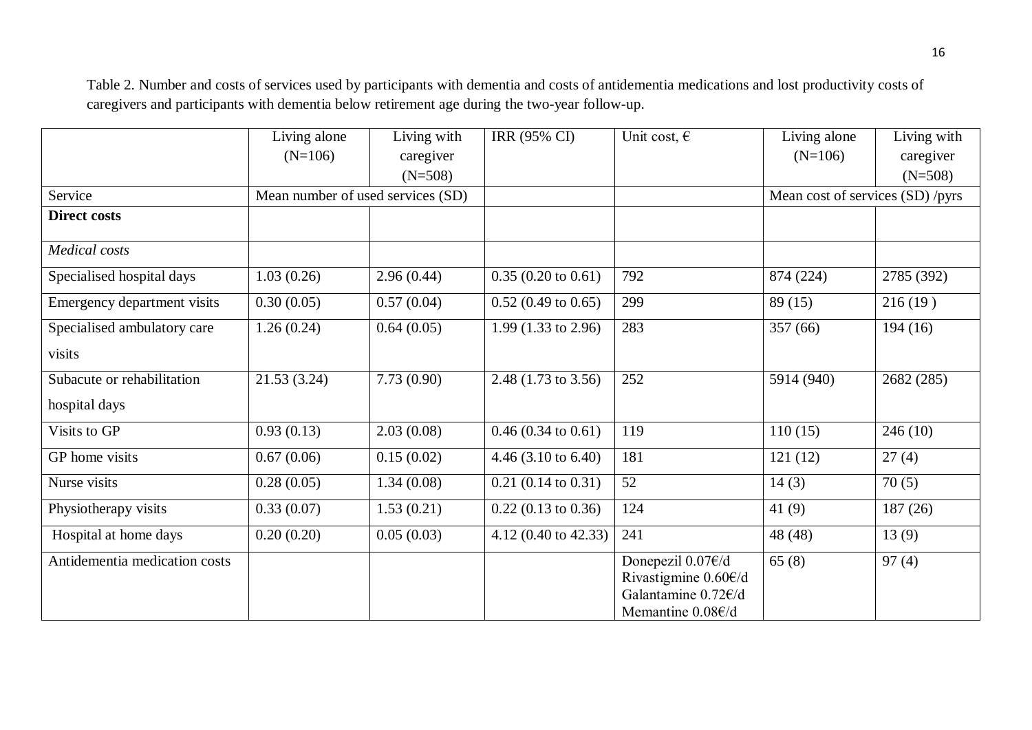Table 2. Number and costs of services used by participants with dementia and costs of antidementia medications and lost productivity costs of caregivers and participants with dementia below retirement age during the two-year follow-up.

| | Living alone (N=106) | Living with caregiver (N=508) | IRR (95% CI) | Unit cost, € | Living alone (N=106) | Living with caregiver (N=508) |
|---|---|---|---|---|---|---|
| Service | Mean number of used services (SD) | | | | Mean cost of services (SD) /pyrs | |
| **Direct costs** | | | | | | |
| *Medical costs* | | | | | | |
| Specialised hospital days | 1.03 (0.26) | 2.96 (0.44) | 0.35 (0.20 to 0.61) | 792 | 874 (224) | 2785 (392) |
| Emergency department visits | 0.30 (0.05) | 0.57 (0.04) | 0.52 (0.49 to 0.65) | 299 | 89 (15) | 216 (19 ) |
| Specialised ambulatory care visits | 1.26 (0.24) | 0.64 (0.05) | 1.99 (1.33 to 2.96) | 283 | 357 (66) | 194 (16) |
| Subacute or rehabilitation hospital days | 21.53 (3.24) | 7.73 (0.90) | 2.48 (1.73 to 3.56) | 252 | 5914 (940) | 2682 (285) |
| Visits to GP | 0.93 (0.13) | 2.03 (0.08) | 0.46 (0.34 to 0.61) | 119 | 110 (15) | 246 (10) |
| GP home visits | 0.67 (0.06) | 0.15 (0.02) | 4.46 (3.10 to 6.40) | 181 | 121 (12) | 27 (4) |
| Nurse visits | 0.28 (0.05) | 1.34 (0.08) | 0.21 (0.14 to 0.31) | 52 | 14 (3) | 70 (5) |
| Physiotherapy visits | 0.33 (0.07) | 1.53 (0.21) | 0.22 (0.13 to 0.36) | 124 | 41 (9) | 187 (26) |
| Hospital at home days | 0.20 (0.20) | 0.05 (0.03) | 4.12 (0.40 to 42.33) | 241 | 48 (48) | 13 (9) |
| Antidementia medication costs | | | | Donepezil 0.07€/d Rivastigmine 0.60€/d Galantamine 0.72€/d Memantine 0.08€/d | 65 (8) | 97 (4) |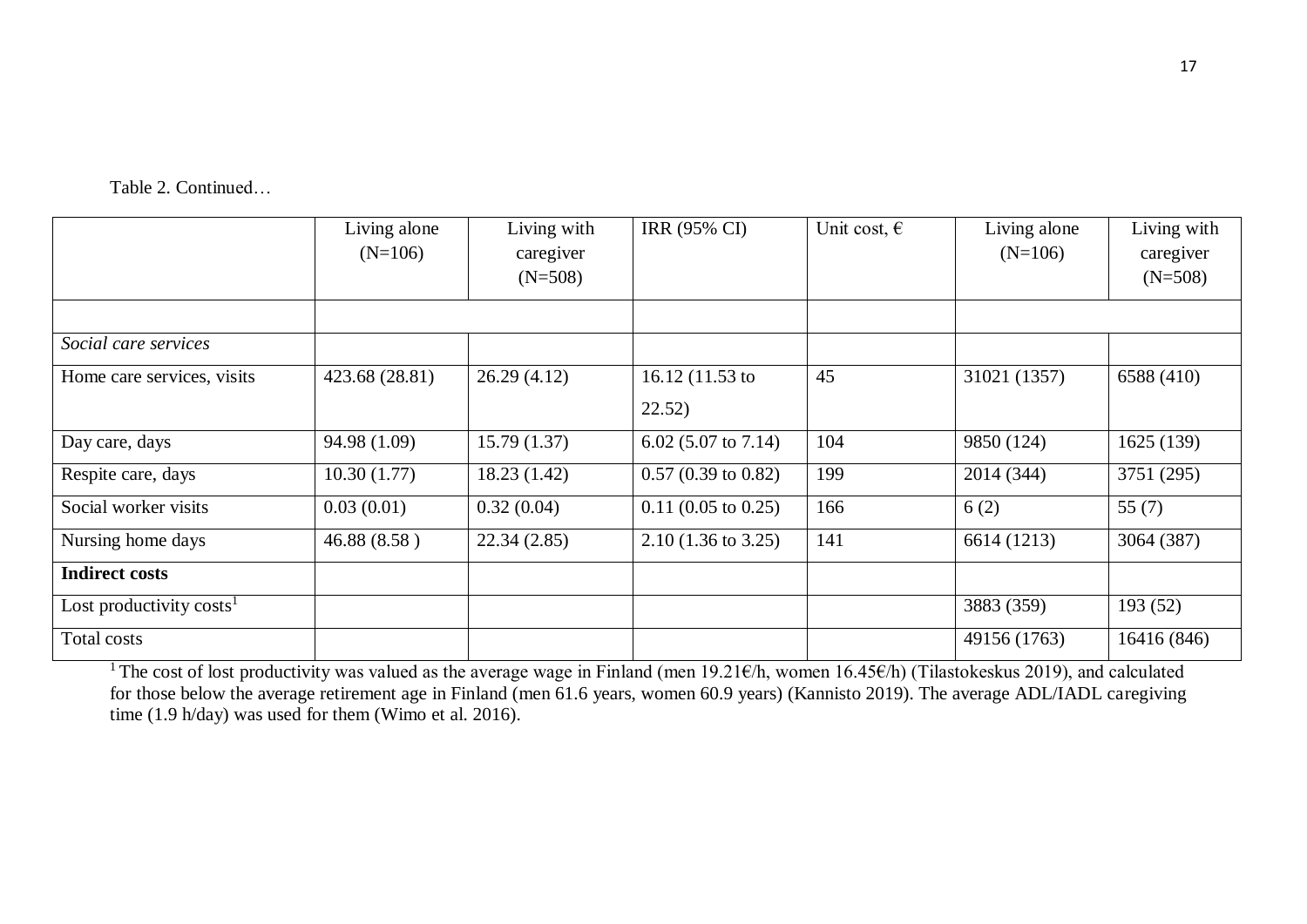Table 2. Continued…

| | Living alone (N=106) | Living with caregiver (N=508) | IRR (95% CI) | Unit cost, € | Living alone (N=106) | Living with caregiver (N=508) |
|---|---|---|---|---|---|---|
| | | | | | | |
| *Social care services* | | | | | | |
| Home care services, visits | 423.68 (28.81) | 26.29 (4.12) | 16.12 (11.53 to 22.52) | 45 | 31021 (1357) | 6588 (410) |
| Day care, days | 94.98 (1.09) | 15.79 (1.37) | 6.02 (5.07 to 7.14) | 104 | 9850 (124) | 1625 (139) |
| Respite care, days | 10.30 (1.77) | 18.23 (1.42) | 0.57 (0.39 to 0.82) | 199 | 2014 (344) | 3751 (295) |
| Social worker visits | 0.03 (0.01) | 0.32 (0.04) | 0.11 (0.05 to 0.25) | 166 | 6 (2) | 55 (7) |
| Nursing home days | 46.88 (8.58 ) | 22.34 (2.85) | 2.10 (1.36 to 3.25) | 141 | 6614 (1213) | 3064 (387) |
| **Indirect costs** | | | | | | |
| Lost productivity costs[1] | | | | | 3883 (359) | 193 (52) |
| Total costs | | | | | 49156 (1763) | 16416 (846) |

[1] The cost of lost productivity was valued as the average wage in Finland (men 19.21€/h, women 16.45€/h) (Tilastokeskus 2019), and calculated for those below the average retirement age in Finland (men 61.6 years, women 60.9 years) (Kannisto 2019). The average ADL/IADL caregiving time (1.9 h/day) was used for them (Wimo et al. 2016).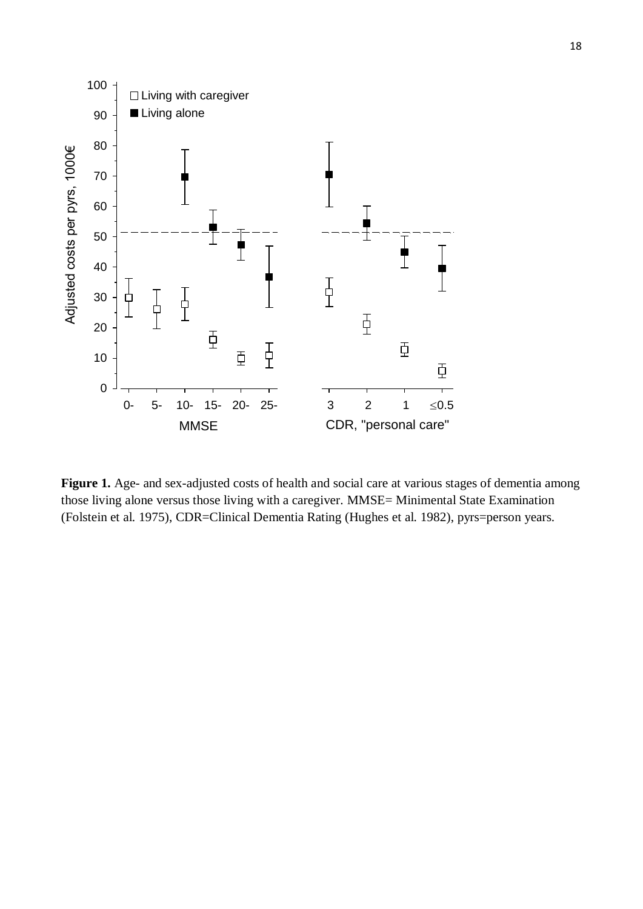100
90
80
70
60
50
40
30
20
10
0

Adjusted costs per pyrs, 1000€

□ Living with caregiver
■ Living alone

0- 5- 10- 15- 20- 25-

MMSE

3 2 1 ≤0.5

CDR, "personal care"

**Figure 1.** Age- and sex-adjusted costs of health and social care at various stages of dementia among those living alone versus those living with a caregiver. MMSE= Minimental State Examination (Folstein et al. 1975), CDR=Clinical Dementia Rating (Hughes et al. 1982), pyrs=person years.